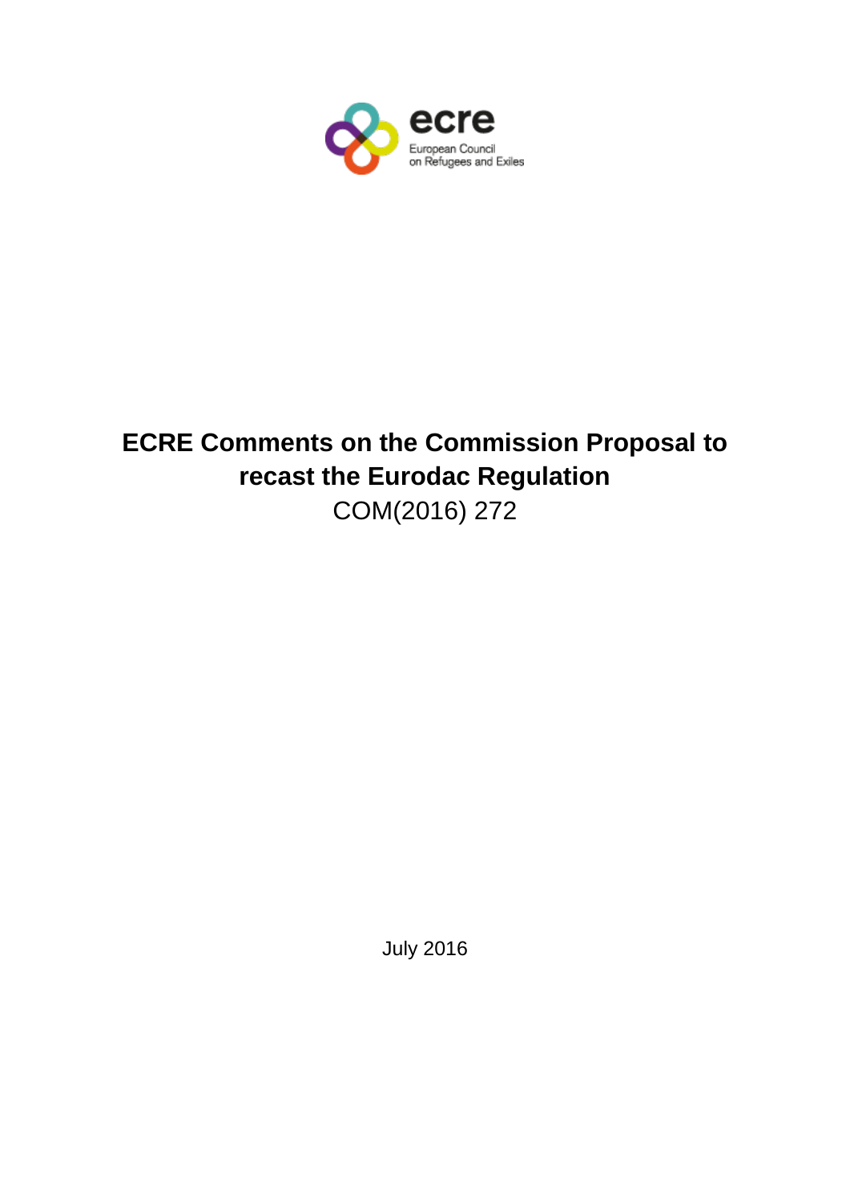ecre

European Council on Refugees and Exiles

# ECRE Comments on the Commission Proposal to recast the Eurodac Regulation

COM(2016) 272

July 2016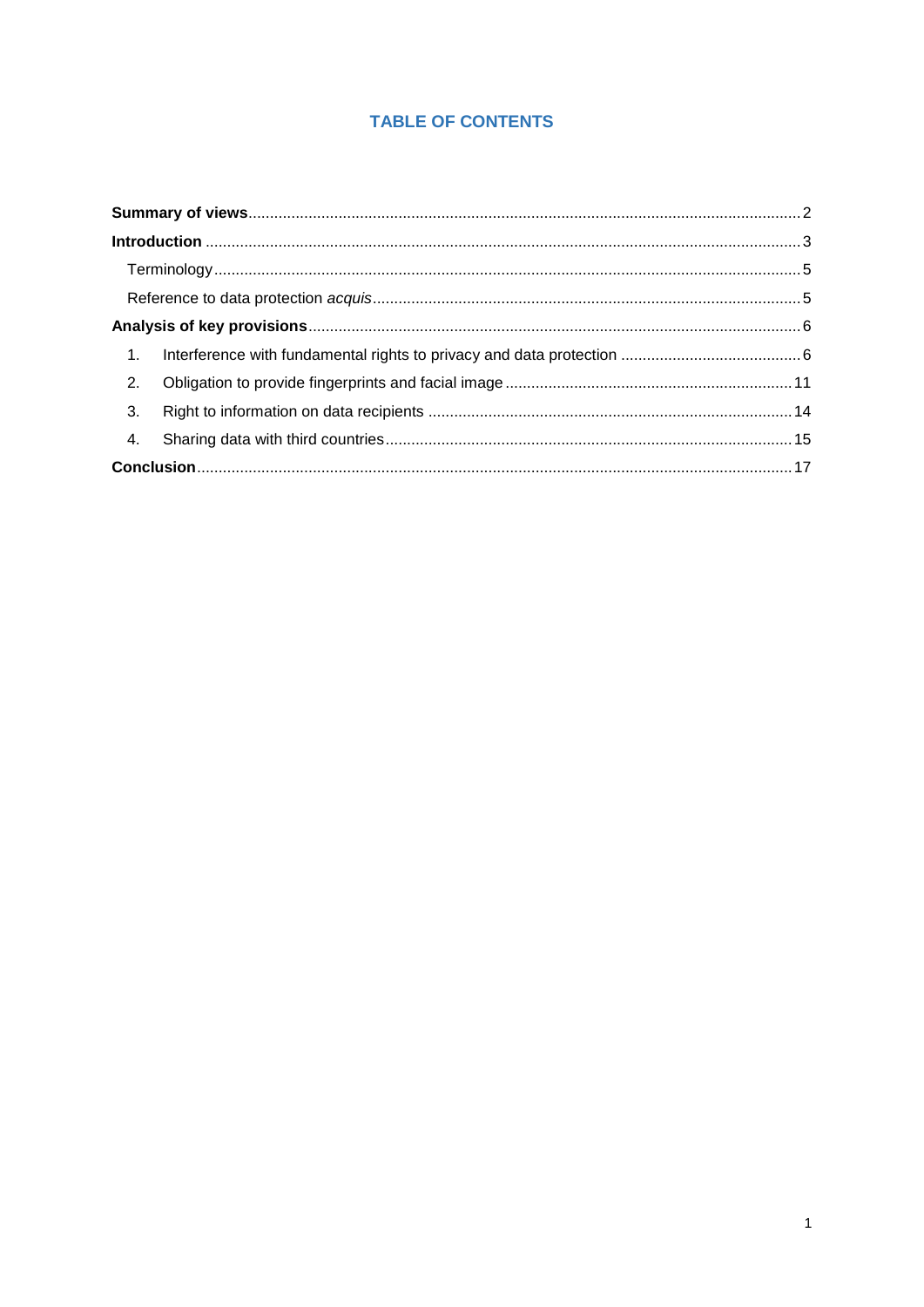## TABLE OF CONTENTS

**Summary of views** .......... 2

**Introduction** .......... 3

- Terminology .......... 5
- Reference to data protection *acquis* .......... 5

**Analysis of key provisions** .......... 6

1. Interference with fundamental rights to privacy and data protection .......... 6
2. Obligation to provide fingerprints and facial image .......... 11
3. Right to information on data recipients .......... 14
4. Sharing data with third countries .......... 15

**Conclusion** .......... 17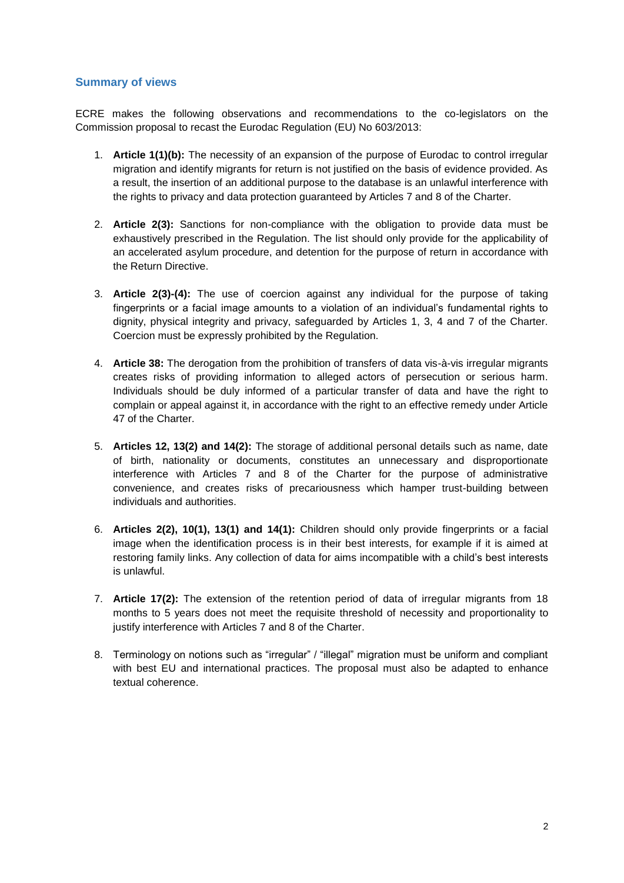## Summary of views

ECRE makes the following observations and recommendations to the co-legislators on the Commission proposal to recast the Eurodac Regulation (EU) No 603/2013:

1. **Article 1(1)(b):** The necessity of an expansion of the purpose of Eurodac to control irregular migration and identify migrants for return is not justified on the basis of evidence provided. As a result, the insertion of an additional purpose to the database is an unlawful interference with the rights to privacy and data protection guaranteed by Articles 7 and 8 of the Charter.

2. **Article 2(3):** Sanctions for non-compliance with the obligation to provide data must be exhaustively prescribed in the Regulation. The list should only provide for the applicability of an accelerated asylum procedure, and detention for the purpose of return in accordance with the Return Directive.

3. **Article 2(3)-(4):** The use of coercion against any individual for the purpose of taking fingerprints or a facial image amounts to a violation of an individual's fundamental rights to dignity, physical integrity and privacy, safeguarded by Articles 1, 3, 4 and 7 of the Charter. Coercion must be expressly prohibited by the Regulation.

4. **Article 38:** The derogation from the prohibition of transfers of data vis-à-vis irregular migrants creates risks of providing information to alleged actors of persecution or serious harm. Individuals should be duly informed of a particular transfer of data and have the right to complain or appeal against it, in accordance with the right to an effective remedy under Article 47 of the Charter.

5. **Articles 12, 13(2) and 14(2):** The storage of additional personal details such as name, date of birth, nationality or documents, constitutes an unnecessary and disproportionate interference with Articles 7 and 8 of the Charter for the purpose of administrative convenience, and creates risks of precariousness which hamper trust-building between individuals and authorities.

6. **Articles 2(2), 10(1), 13(1) and 14(1):** Children should only provide fingerprints or a facial image when the identification process is in their best interests, for example if it is aimed at restoring family links. Any collection of data for aims incompatible with a child's best interests is unlawful.

7. **Article 17(2):** The extension of the retention period of data of irregular migrants from 18 months to 5 years does not meet the requisite threshold of necessity and proportionality to justify interference with Articles 7 and 8 of the Charter.

8. Terminology on notions such as "irregular" / "illegal" migration must be uniform and compliant with best EU and international practices. The proposal must also be adapted to enhance textual coherence.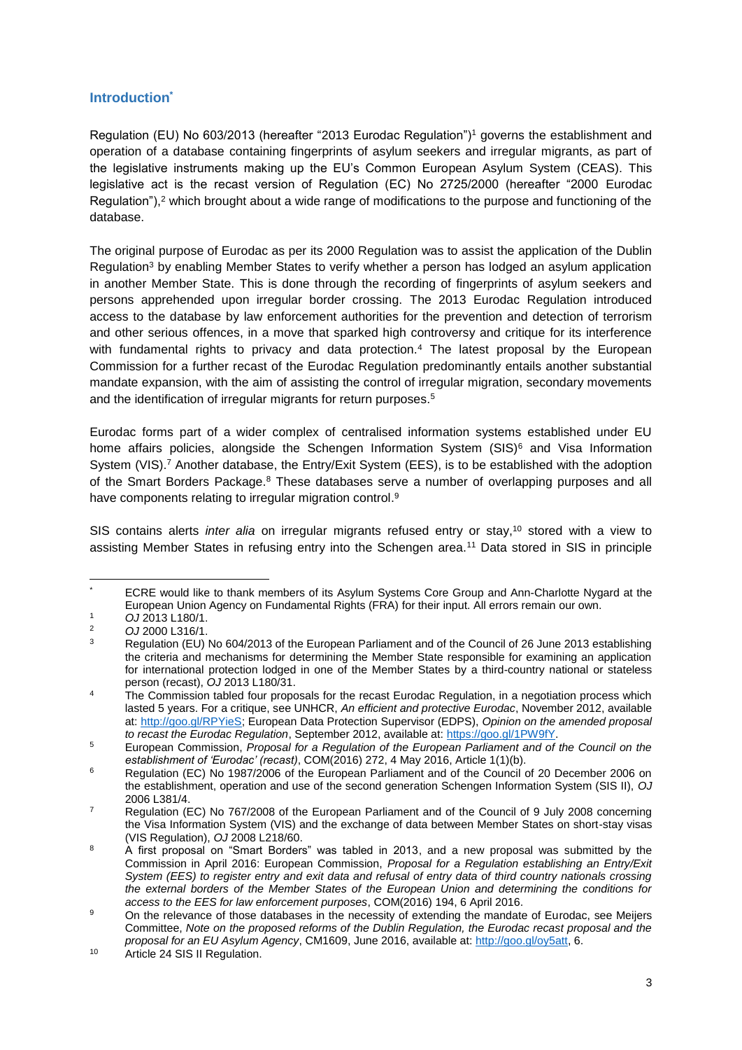## Introduction[*]

Regulation (EU) No 603/2013 (hereafter "2013 Eurodac Regulation")[1] governs the establishment and operation of a database containing fingerprints of asylum seekers and irregular migrants, as part of the legislative instruments making up the EU's Common European Asylum System (CEAS). This legislative act is the recast version of Regulation (EC) No 2725/2000 (hereafter "2000 Eurodac Regulation"),[2] which brought about a wide range of modifications to the purpose and functioning of the database.

The original purpose of Eurodac as per its 2000 Regulation was to assist the application of the Dublin Regulation[3] by enabling Member States to verify whether a person has lodged an asylum application in another Member State. This is done through the recording of fingerprints of asylum seekers and persons apprehended upon irregular border crossing. The 2013 Eurodac Regulation introduced access to the database by law enforcement authorities for the prevention and detection of terrorism and other serious offences, in a move that sparked high controversy and critique for its interference with fundamental rights to privacy and data protection.[4] The latest proposal by the European Commission for a further recast of the Eurodac Regulation predominantly entails another substantial mandate expansion, with the aim of assisting the control of irregular migration, secondary movements and the identification of irregular migrants for return purposes.[5]

Eurodac forms part of a wider complex of centralised information systems established under EU home affairs policies, alongside the Schengen Information System (SIS)[6] and Visa Information System (VIS).[7] Another database, the Entry/Exit System (EES), is to be established with the adoption of the Smart Borders Package.[8] These databases serve a number of overlapping purposes and all have components relating to irregular migration control.[9]

SIS contains alerts *inter alia* on irregular migrants refused entry or stay,[10] stored with a view to assisting Member States in refusing entry into the Schengen area.[11] Data stored in SIS in principle

---

[*] ECRE would like to thank members of its Asylum Systems Core Group and Ann-Charlotte Nygard at the European Union Agency on Fundamental Rights (FRA) for their input. All errors remain our own.

[1] *OJ* 2013 L180/1.

[2] *OJ* 2000 L316/1.

[3] Regulation (EU) No 604/2013 of the European Parliament and of the Council of 26 June 2013 establishing the criteria and mechanisms for determining the Member State responsible for examining an application for international protection lodged in one of the Member States by a third-country national or stateless person (recast), *OJ* 2013 L180/31.

[4] The Commission tabled four proposals for the recast Eurodac Regulation, in a negotiation process which lasted 5 years. For a critique, see UNHCR, *An efficient and protective Eurodac*, November 2012, available at: http://goo.gl/RPYieS; European Data Protection Supervisor (EDPS), *Opinion on the amended proposal to recast the Eurodac Regulation*, September 2012, available at: https://goo.gl/1PW9fY.

[5] European Commission, *Proposal for a Regulation of the European Parliament and of the Council on the establishment of 'Eurodac' (recast)*, COM(2016) 272, 4 May 2016, Article 1(1)(b).

[6] Regulation (EC) No 1987/2006 of the European Parliament and of the Council of 20 December 2006 on the establishment, operation and use of the second generation Schengen Information System (SIS II), *OJ* 2006 L381/4.

[7] Regulation (EC) No 767/2008 of the European Parliament and of the Council of 9 July 2008 concerning the Visa Information System (VIS) and the exchange of data between Member States on short-stay visas (VIS Regulation), *OJ* 2008 L218/60.

[8] A first proposal on "Smart Borders" was tabled in 2013, and a new proposal was submitted by the Commission in April 2016: European Commission, *Proposal for a Regulation establishing an Entry/Exit System (EES) to register entry and exit data and refusal of entry data of third country nationals crossing the external borders of the Member States of the European Union and determining the conditions for access to the EES for law enforcement purposes*, COM(2016) 194, 6 April 2016.

[9] On the relevance of those databases in the necessity of extending the mandate of Eurodac, see Meijers Committee, *Note on the proposed reforms of the Dublin Regulation, the Eurodac recast proposal and the proposal for an EU Asylum Agency*, CM1609, June 2016, available at: http://goo.gl/oy5att, 6.

[10] Article 24 SIS II Regulation.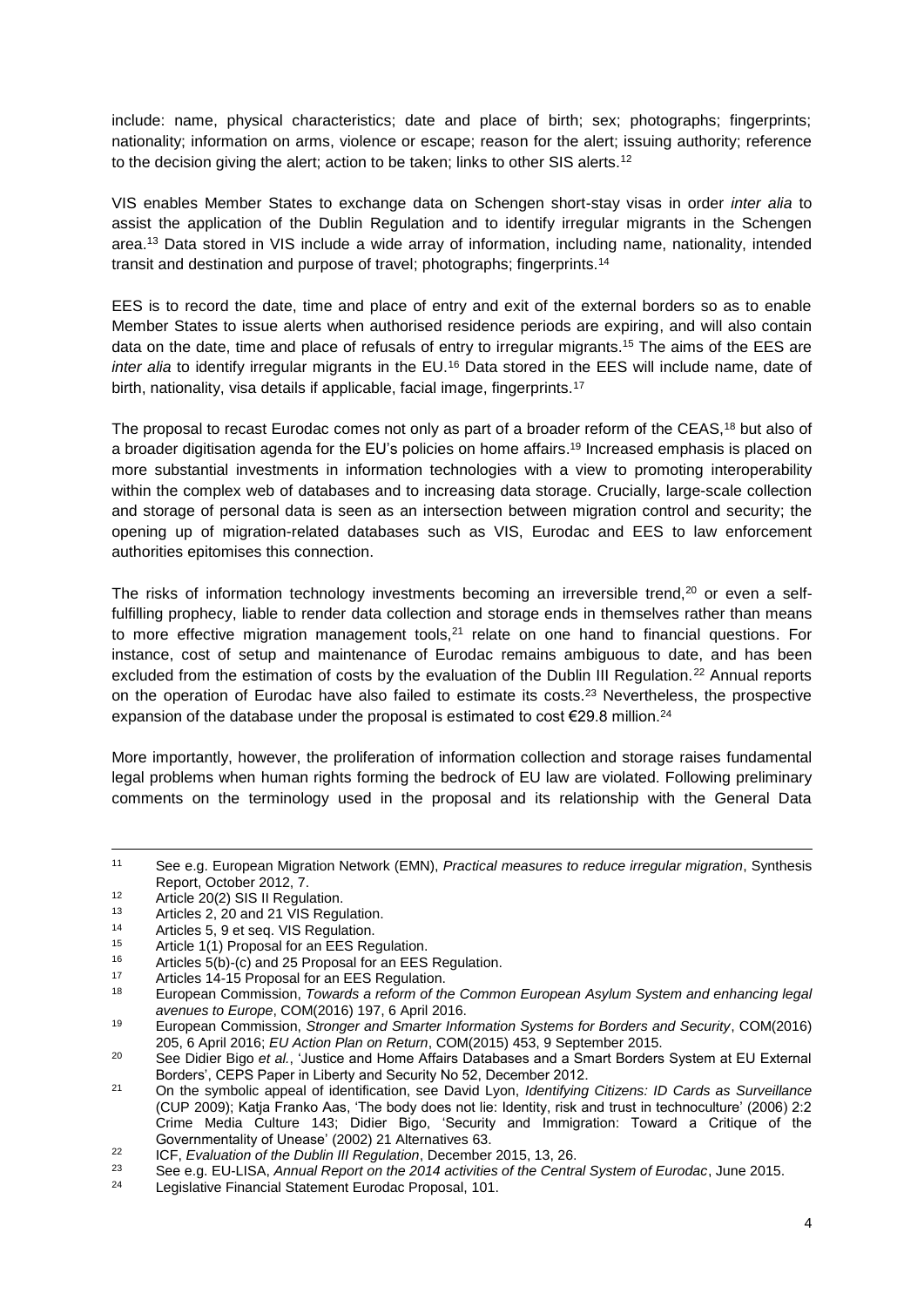include: name, physical characteristics; date and place of birth; sex; photographs; fingerprints; nationality; information on arms, violence or escape; reason for the alert; issuing authority; reference to the decision giving the alert; action to be taken; links to other SIS alerts.[12]

VIS enables Member States to exchange data on Schengen short-stay visas in order *inter alia* to assist the application of the Dublin Regulation and to identify irregular migrants in the Schengen area.[13] Data stored in VIS include a wide array of information, including name, nationality, intended transit and destination and purpose of travel; photographs; fingerprints.[14]

EES is to record the date, time and place of entry and exit of the external borders so as to enable Member States to issue alerts when authorised residence periods are expiring, and will also contain data on the date, time and place of refusals of entry to irregular migrants.[15] The aims of the EES are *inter alia* to identify irregular migrants in the EU.[16] Data stored in the EES will include name, date of birth, nationality, visa details if applicable, facial image, fingerprints.[17]

The proposal to recast Eurodac comes not only as part of a broader reform of the CEAS,[18] but also of a broader digitisation agenda for the EU's policies on home affairs.[19] Increased emphasis is placed on more substantial investments in information technologies with a view to promoting interoperability within the complex web of databases and to increasing data storage. Crucially, large-scale collection and storage of personal data is seen as an intersection between migration control and security; the opening up of migration-related databases such as VIS, Eurodac and EES to law enforcement authorities epitomises this connection.

The risks of information technology investments becoming an irreversible trend,[20] or even a self-fulfilling prophecy, liable to render data collection and storage ends in themselves rather than means to more effective migration management tools,[21] relate on one hand to financial questions. For instance, cost of setup and maintenance of Eurodac remains ambiguous to date, and has been excluded from the estimation of costs by the evaluation of the Dublin III Regulation.[22] Annual reports on the operation of Eurodac have also failed to estimate its costs.[23] Nevertheless, the prospective expansion of the database under the proposal is estimated to cost €29.8 million.[24]

More importantly, however, the proliferation of information collection and storage raises fundamental legal problems when human rights forming the bedrock of EU law are violated. Following preliminary comments on the terminology used in the proposal and its relationship with the General Data

---

[11] See e.g. European Migration Network (EMN), *Practical measures to reduce irregular migration*, Synthesis Report, October 2012, 7.

[12] Article 20(2) SIS II Regulation.

[13] Articles 2, 20 and 21 VIS Regulation.

[14] Articles 5, 9 et seq. VIS Regulation.

[15] Article 1(1) Proposal for an EES Regulation.

[16] Articles 5(b)-(c) and 25 Proposal for an EES Regulation.

[17] Articles 14-15 Proposal for an EES Regulation.

[18] European Commission, *Towards a reform of the Common European Asylum System and enhancing legal avenues to Europe*, COM(2016) 197, 6 April 2016.

[19] European Commission, *Stronger and Smarter Information Systems for Borders and Security*, COM(2016) 205, 6 April 2016; *EU Action Plan on Return*, COM(2015) 453, 9 September 2015.

[20] See Didier Bigo *et al.*, 'Justice and Home Affairs Databases and a Smart Borders System at EU External Borders', CEPS Paper in Liberty and Security No 52, December 2012.

[21] On the symbolic appeal of identification, see David Lyon, *Identifying Citizens: ID Cards as Surveillance* (CUP 2009); Katja Franko Aas, 'The body does not lie: Identity, risk and trust in technoculture' (2006) 2:2 Crime Media Culture 143; Didier Bigo, 'Security and Immigration: Toward a Critique of the Governmentality of Unease' (2002) 21 Alternatives 63.

[22] ICF, *Evaluation of the Dublin III Regulation*, December 2015, 13, 26.

[23] See e.g. EU-LISA, *Annual Report on the 2014 activities of the Central System of Eurodac*, June 2015.

[24] Legislative Financial Statement Eurodac Proposal, 101.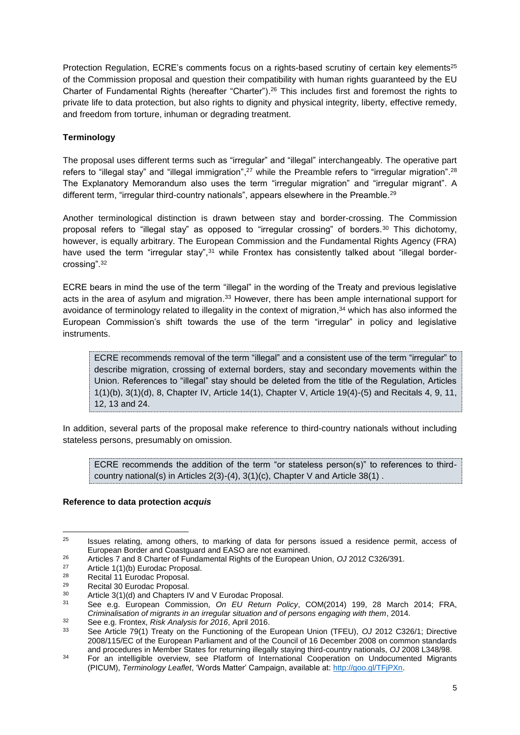Protection Regulation, ECRE's comments focus on a rights-based scrutiny of certain key elements[25] of the Commission proposal and question their compatibility with human rights guaranteed by the EU Charter of Fundamental Rights (hereafter "Charter").[26] This includes first and foremost the rights to private life to data protection, but also rights to dignity and physical integrity, liberty, effective remedy, and freedom from torture, inhuman or degrading treatment.

**Terminology**

The proposal uses different terms such as "irregular" and "illegal" interchangeably. The operative part refers to "illegal stay" and "illegal immigration",[27] while the Preamble refers to "irregular migration".[28] The Explanatory Memorandum also uses the term "irregular migration" and "irregular migrant". A different term, "irregular third-country nationals", appears elsewhere in the Preamble.[29]

Another terminological distinction is drawn between stay and border-crossing. The Commission proposal refers to "illegal stay" as opposed to "irregular crossing" of borders.[30] This dichotomy, however, is equally arbitrary. The European Commission and the Fundamental Rights Agency (FRA) have used the term "irregular stay",[31] while Frontex has consistently talked about "illegal border-crossing".[32]

ECRE bears in mind the use of the term "illegal" in the wording of the Treaty and previous legislative acts in the area of asylum and migration.[33] However, there has been ample international support for avoidance of terminology related to illegality in the context of migration,[34] which has also informed the European Commission's shift towards the use of the term "irregular" in policy and legislative instruments.

> ECRE recommends removal of the term "illegal" and a consistent use of the term "irregular" to describe migration, crossing of external borders, stay and secondary movements within the Union. References to "illegal" stay should be deleted from the title of the Regulation, Articles 1(1)(b), 3(1)(d), 8, Chapter IV, Article 14(1), Chapter V, Article 19(4)-(5) and Recitals 4, 9, 11, 12, 13 and 24.

In addition, several parts of the proposal make reference to third-country nationals without including stateless persons, presumably on omission.

> ECRE recommends the addition of the term "or stateless person(s)" to references to third-country national(s) in Articles 2(3)-(4), 3(1)(c), Chapter V and Article 38(1) .

**Reference to data protection *acquis***

---

[25] Issues relating, among others, to marking of data for persons issued a residence permit, access of European Border and Coastguard and EASO are not examined.

[26] Articles 7 and 8 Charter of Fundamental Rights of the European Union, *OJ* 2012 C326/391.

[27] Article 1(1)(b) Eurodac Proposal.

[28] Recital 11 Eurodac Proposal.

[29] Recital 30 Eurodac Proposal.

[30] Article 3(1)(d) and Chapters IV and V Eurodac Proposal.

[31] See e.g. European Commission, *On EU Return Policy*, COM(2014) 199, 28 March 2014; FRA, *Criminalisation of migrants in an irregular situation and of persons engaging with them*, 2014.

[32] See e.g. Frontex, *Risk Analysis for 2016*, April 2016.

[33] See Article 79(1) Treaty on the Functioning of the European Union (TFEU), *OJ* 2012 C326/1; Directive 2008/115/EC of the European Parliament and of the Council of 16 December 2008 on common standards and procedures in Member States for returning illegally staying third-country nationals, *OJ* 2008 L348/98.

[34] For an intelligible overview, see Platform of International Cooperation on Undocumented Migrants (PICUM), *Terminology Leaflet*, 'Words Matter' Campaign, available at: http://goo.gl/TFjPXn.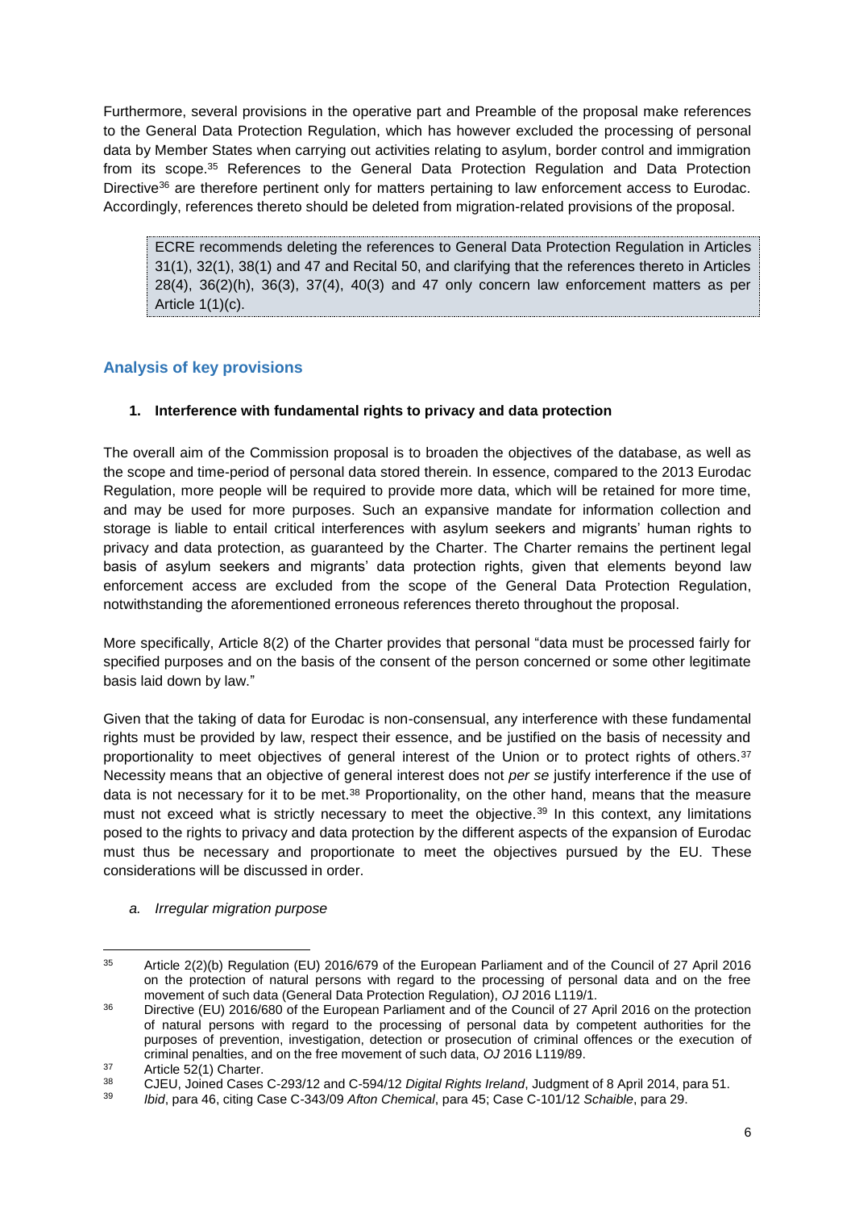Furthermore, several provisions in the operative part and Preamble of the proposal make references to the General Data Protection Regulation, which has however excluded the processing of personal data by Member States when carrying out activities relating to asylum, border control and immigration from its scope.[35] References to the General Data Protection Regulation and Data Protection Directive[36] are therefore pertinent only for matters pertaining to law enforcement access to Eurodac. Accordingly, references thereto should be deleted from migration-related provisions of the proposal.

> ECRE recommends deleting the references to General Data Protection Regulation in Articles 31(1), 32(1), 38(1) and 47 and Recital 50, and clarifying that the references thereto in Articles 28(4), 36(2)(h), 36(3), 37(4), 40(3) and 47 only concern law enforcement matters as per Article 1(1)(c).

## Analysis of key provisions

### 1. Interference with fundamental rights to privacy and data protection

The overall aim of the Commission proposal is to broaden the objectives of the database, as well as the scope and time-period of personal data stored therein. In essence, compared to the 2013 Eurodac Regulation, more people will be required to provide more data, which will be retained for more time, and may be used for more purposes. Such an expansive mandate for information collection and storage is liable to entail critical interferences with asylum seekers and migrants' human rights to privacy and data protection, as guaranteed by the Charter. The Charter remains the pertinent legal basis of asylum seekers and migrants' data protection rights, given that elements beyond law enforcement access are excluded from the scope of the General Data Protection Regulation, notwithstanding the aforementioned erroneous references thereto throughout the proposal.

More specifically, Article 8(2) of the Charter provides that personal "data must be processed fairly for specified purposes and on the basis of the consent of the person concerned or some other legitimate basis laid down by law."

Given that the taking of data for Eurodac is non-consensual, any interference with these fundamental rights must be provided by law, respect their essence, and be justified on the basis of necessity and proportionality to meet objectives of general interest of the Union or to protect rights of others.[37] Necessity means that an objective of general interest does not *per se* justify interference if the use of data is not necessary for it to be met.[38] Proportionality, on the other hand, means that the measure must not exceed what is strictly necessary to meet the objective.[39] In this context, any limitations posed to the rights to privacy and data protection by the different aspects of the expansion of Eurodac must thus be necessary and proportionate to meet the objectives pursued by the EU. These considerations will be discussed in order.

#### a. *Irregular migration purpose*

---

[35] Article 2(2)(b) Regulation (EU) 2016/679 of the European Parliament and of the Council of 27 April 2016 on the protection of natural persons with regard to the processing of personal data and on the free movement of such data (General Data Protection Regulation), *OJ* 2016 L119/1.

[36] Directive (EU) 2016/680 of the European Parliament and of the Council of 27 April 2016 on the protection of natural persons with regard to the processing of personal data by competent authorities for the purposes of prevention, investigation, detection or prosecution of criminal offences or the execution of criminal penalties, and on the free movement of such data, *OJ* 2016 L119/89.

[37] Article 52(1) Charter.

[38] CJEU, Joined Cases C-293/12 and C-594/12 *Digital Rights Ireland*, Judgment of 8 April 2014, para 51.

[39] *Ibid*, para 46, citing Case C-343/09 *Afton Chemical*, para 45; Case C-101/12 *Schaible*, para 29.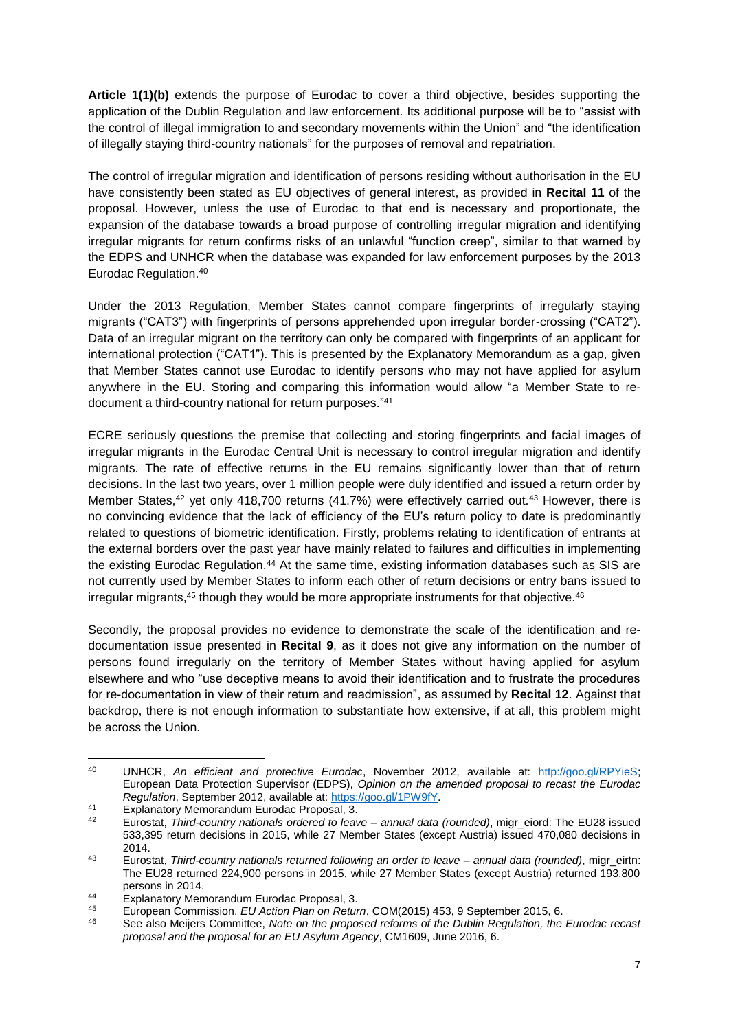**Article 1(1)(b)** extends the purpose of Eurodac to cover a third objective, besides supporting the application of the Dublin Regulation and law enforcement. Its additional purpose will be to "assist with the control of illegal immigration to and secondary movements within the Union" and "the identification of illegally staying third-country nationals" for the purposes of removal and repatriation.

The control of irregular migration and identification of persons residing without authorisation in the EU have consistently been stated as EU objectives of general interest, as provided in **Recital 11** of the proposal. However, unless the use of Eurodac to that end is necessary and proportionate, the expansion of the database towards a broad purpose of controlling irregular migration and identifying irregular migrants for return confirms risks of an unlawful "function creep", similar to that warned by the EDPS and UNHCR when the database was expanded for law enforcement purposes by the 2013 Eurodac Regulation.[40]

Under the 2013 Regulation, Member States cannot compare fingerprints of irregularly staying migrants ("CAT3") with fingerprints of persons apprehended upon irregular border-crossing ("CAT2"). Data of an irregular migrant on the territory can only be compared with fingerprints of an applicant for international protection ("CAT1"). This is presented by the Explanatory Memorandum as a gap, given that Member States cannot use Eurodac to identify persons who may not have applied for asylum anywhere in the EU. Storing and comparing this information would allow "a Member State to re-document a third-country national for return purposes."[41]

ECRE seriously questions the premise that collecting and storing fingerprints and facial images of irregular migrants in the Eurodac Central Unit is necessary to control irregular migration and identify migrants. The rate of effective returns in the EU remains significantly lower than that of return decisions. In the last two years, over 1 million people were duly identified and issued a return order by Member States,[42] yet only 418,700 returns (41.7%) were effectively carried out.[43] However, there is no convincing evidence that the lack of efficiency of the EU's return policy to date is predominantly related to questions of biometric identification. Firstly, problems relating to identification of entrants at the external borders over the past year have mainly related to failures and difficulties in implementing the existing Eurodac Regulation.[44] At the same time, existing information databases such as SIS are not currently used by Member States to inform each other of return decisions or entry bans issued to irregular migrants,[45] though they would be more appropriate instruments for that objective.[46]

Secondly, the proposal provides no evidence to demonstrate the scale of the identification and re-documentation issue presented in **Recital 9**, as it does not give any information on the number of persons found irregularly on the territory of Member States without having applied for asylum elsewhere and who "use deceptive means to avoid their identification and to frustrate the procedures for re-documentation in view of their return and readmission", as assumed by **Recital 12**. Against that backdrop, there is not enough information to substantiate how extensive, if at all, this problem might be across the Union.

---

[40] UNHCR, *An efficient and protective Eurodac*, November 2012, available at: http://goo.gl/RPYieS; European Data Protection Supervisor (EDPS), *Opinion on the amended proposal to recast the Eurodac Regulation*, September 2012, available at: https://goo.gl/1PW9fY.

[41] Explanatory Memorandum Eurodac Proposal, 3.

[42] Eurostat, *Third-country nationals ordered to leave – annual data (rounded)*, migr_eiord: The EU28 issued 533,395 return decisions in 2015, while 27 Member States (except Austria) issued 470,080 decisions in 2014.

[43] Eurostat, *Third-country nationals returned following an order to leave – annual data (rounded)*, migr_eirtn: The EU28 returned 224,900 persons in 2015, while 27 Member States (except Austria) returned 193,800 persons in 2014.

[44] Explanatory Memorandum Eurodac Proposal, 3.

[45] European Commission, *EU Action Plan on Return*, COM(2015) 453, 9 September 2015, 6.

[46] See also Meijers Committee, *Note on the proposed reforms of the Dublin Regulation, the Eurodac recast proposal and the proposal for an EU Asylum Agency*, CM1609, June 2016, 6.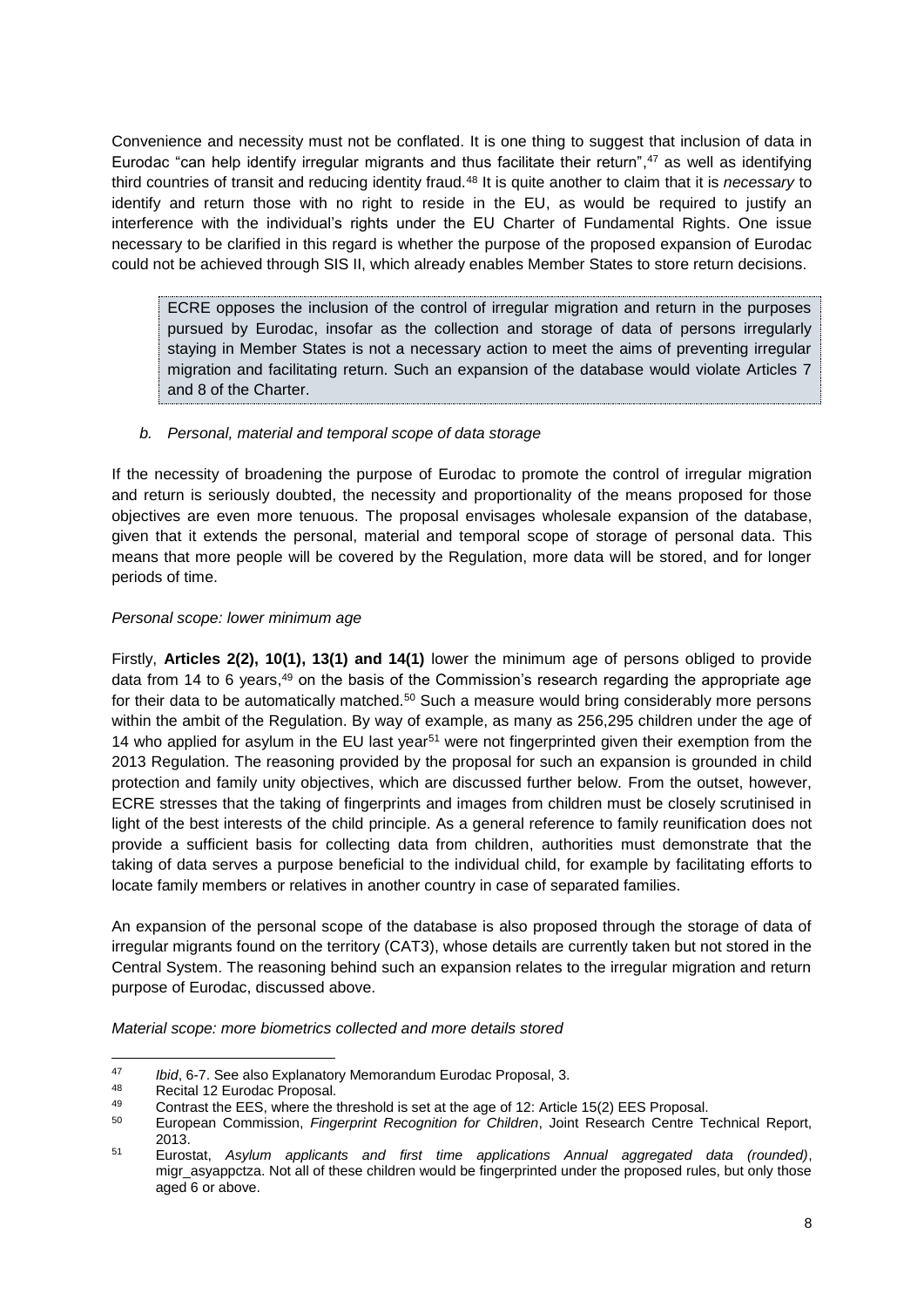Convenience and necessity must not be conflated. It is one thing to suggest that inclusion of data in Eurodac "can help identify irregular migrants and thus facilitate their return",[47] as well as identifying third countries of transit and reducing identity fraud.[48] It is quite another to claim that it is *necessary* to identify and return those with no right to reside in the EU, as would be required to justify an interference with the individual's rights under the EU Charter of Fundamental Rights. One issue necessary to be clarified in this regard is whether the purpose of the proposed expansion of Eurodac could not be achieved through SIS II, which already enables Member States to store return decisions.

> ECRE opposes the inclusion of the control of irregular migration and return in the purposes pursued by Eurodac, insofar as the collection and storage of data of persons irregularly staying in Member States is not a necessary action to meet the aims of preventing irregular migration and facilitating return. Such an expansion of the database would violate Articles 7 and 8 of the Charter.

*b. Personal, material and temporal scope of data storage*

If the necessity of broadening the purpose of Eurodac to promote the control of irregular migration and return is seriously doubted, the necessity and proportionality of the means proposed for those objectives are even more tenuous. The proposal envisages wholesale expansion of the database, given that it extends the personal, material and temporal scope of storage of personal data. This means that more people will be covered by the Regulation, more data will be stored, and for longer periods of time.

*Personal scope: lower minimum age*

Firstly, **Articles 2(2), 10(1), 13(1) and 14(1)** lower the minimum age of persons obliged to provide data from 14 to 6 years,[49] on the basis of the Commission's research regarding the appropriate age for their data to be automatically matched.[50] Such a measure would bring considerably more persons within the ambit of the Regulation. By way of example, as many as 256,295 children under the age of 14 who applied for asylum in the EU last year[51] were not fingerprinted given their exemption from the 2013 Regulation. The reasoning provided by the proposal for such an expansion is grounded in child protection and family unity objectives, which are discussed further below. From the outset, however, ECRE stresses that the taking of fingerprints and images from children must be closely scrutinised in light of the best interests of the child principle. As a general reference to family reunification does not provide a sufficient basis for collecting data from children, authorities must demonstrate that the taking of data serves a purpose beneficial to the individual child, for example by facilitating efforts to locate family members or relatives in another country in case of separated families.

An expansion of the personal scope of the database is also proposed through the storage of data of irregular migrants found on the territory (CAT3), whose details are currently taken but not stored in the Central System. The reasoning behind such an expansion relates to the irregular migration and return purpose of Eurodac, discussed above.

*Material scope: more biometrics collected and more details stored*

---

[47] *Ibid*, 6-7. See also Explanatory Memorandum Eurodac Proposal, 3.

[48] Recital 12 Eurodac Proposal.

[49] Contrast the EES, where the threshold is set at the age of 12: Article 15(2) EES Proposal.

[50] European Commission, *Fingerprint Recognition for Children*, Joint Research Centre Technical Report, 2013.

[51] Eurostat, *Asylum applicants and first time applications Annual aggregated data (rounded)*, migr_asyappctza. Not all of these children would be fingerprinted under the proposed rules, but only those aged 6 or above.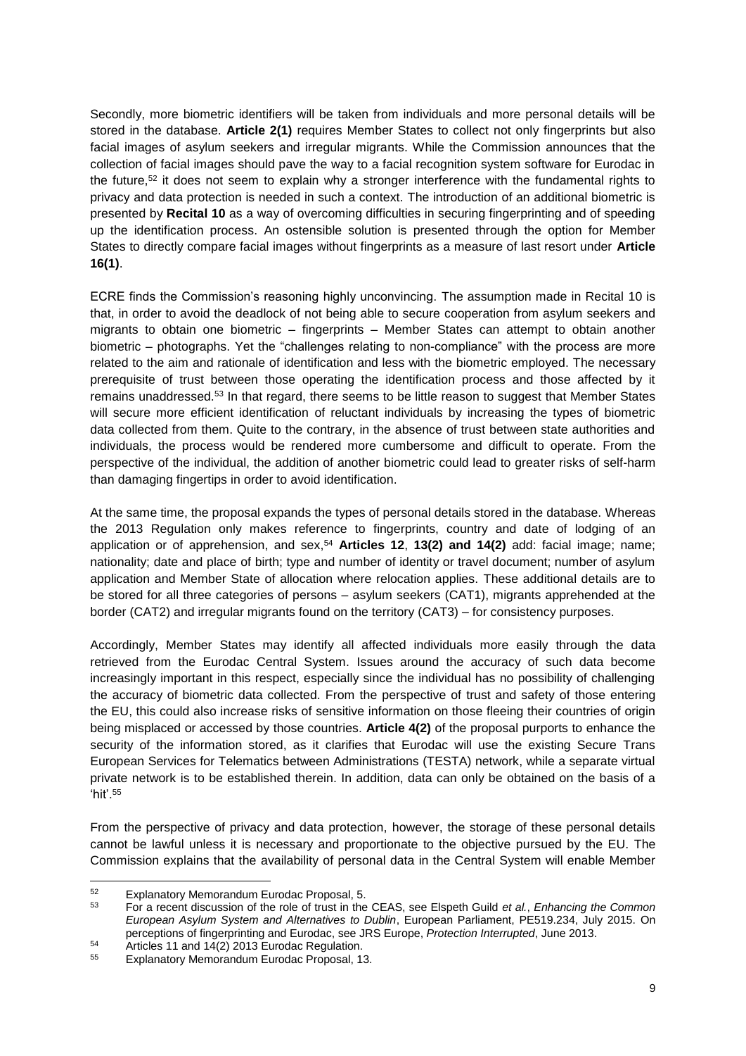Secondly, more biometric identifiers will be taken from individuals and more personal details will be stored in the database. **Article 2(1)** requires Member States to collect not only fingerprints but also facial images of asylum seekers and irregular migrants. While the Commission announces that the collection of facial images should pave the way to a facial recognition system software for Eurodac in the future,[52] it does not seem to explain why a stronger interference with the fundamental rights to privacy and data protection is needed in such a context. The introduction of an additional biometric is presented by **Recital 10** as a way of overcoming difficulties in securing fingerprinting and of speeding up the identification process. An ostensible solution is presented through the option for Member States to directly compare facial images without fingerprints as a measure of last resort under **Article 16(1)**.

ECRE finds the Commission's reasoning highly unconvincing. The assumption made in Recital 10 is that, in order to avoid the deadlock of not being able to secure cooperation from asylum seekers and migrants to obtain one biometric – fingerprints – Member States can attempt to obtain another biometric – photographs. Yet the "challenges relating to non-compliance" with the process are more related to the aim and rationale of identification and less with the biometric employed. The necessary prerequisite of trust between those operating the identification process and those affected by it remains unaddressed.[53] In that regard, there seems to be little reason to suggest that Member States will secure more efficient identification of reluctant individuals by increasing the types of biometric data collected from them. Quite to the contrary, in the absence of trust between state authorities and individuals, the process would be rendered more cumbersome and difficult to operate. From the perspective of the individual, the addition of another biometric could lead to greater risks of self-harm than damaging fingertips in order to avoid identification.

At the same time, the proposal expands the types of personal details stored in the database. Whereas the 2013 Regulation only makes reference to fingerprints, country and date of lodging of an application or of apprehension, and sex,[54] **Articles 12**, **13(2) and 14(2)** add: facial image; name; nationality; date and place of birth; type and number of identity or travel document; number of asylum application and Member State of allocation where relocation applies. These additional details are to be stored for all three categories of persons – asylum seekers (CAT1), migrants apprehended at the border (CAT2) and irregular migrants found on the territory (CAT3) – for consistency purposes.

Accordingly, Member States may identify all affected individuals more easily through the data retrieved from the Eurodac Central System. Issues around the accuracy of such data become increasingly important in this respect, especially since the individual has no possibility of challenging the accuracy of biometric data collected. From the perspective of trust and safety of those entering the EU, this could also increase risks of sensitive information on those fleeing their countries of origin being misplaced or accessed by those countries. **Article 4(2)** of the proposal purports to enhance the security of the information stored, as it clarifies that Eurodac will use the existing Secure Trans European Services for Telematics between Administrations (TESTA) network, while a separate virtual private network is to be established therein. In addition, data can only be obtained on the basis of a 'hit'.[55]

From the perspective of privacy and data protection, however, the storage of these personal details cannot be lawful unless it is necessary and proportionate to the objective pursued by the EU. The Commission explains that the availability of personal data in the Central System will enable Member

---

[52] Explanatory Memorandum Eurodac Proposal, 5.

[53] For a recent discussion of the role of trust in the CEAS, see Elspeth Guild *et al.*, *Enhancing the Common European Asylum System and Alternatives to Dublin*, European Parliament, PE519.234, July 2015. On perceptions of fingerprinting and Eurodac, see JRS Europe, *Protection Interrupted*, June 2013.

[54] Articles 11 and 14(2) 2013 Eurodac Regulation.

[55] Explanatory Memorandum Eurodac Proposal, 13.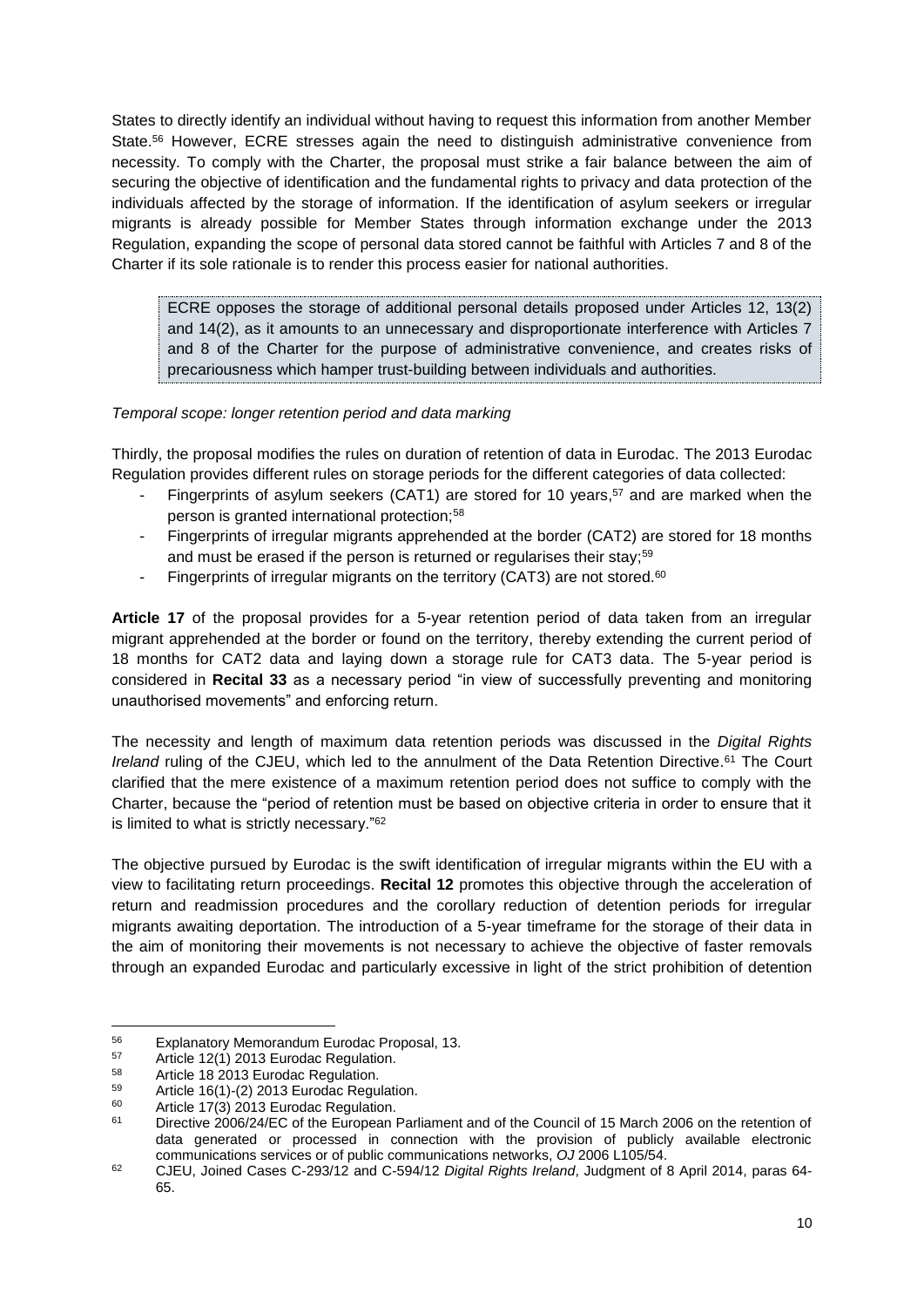States to directly identify an individual without having to request this information from another Member State.[56] However, ECRE stresses again the need to distinguish administrative convenience from necessity. To comply with the Charter, the proposal must strike a fair balance between the aim of securing the objective of identification and the fundamental rights to privacy and data protection of the individuals affected by the storage of information. If the identification of asylum seekers or irregular migrants is already possible for Member States through information exchange under the 2013 Regulation, expanding the scope of personal data stored cannot be faithful with Articles 7 and 8 of the Charter if its sole rationale is to render this process easier for national authorities.

> ECRE opposes the storage of additional personal details proposed under Articles 12, 13(2) and 14(2), as it amounts to an unnecessary and disproportionate interference with Articles 7 and 8 of the Charter for the purpose of administrative convenience, and creates risks of precariousness which hamper trust-building between individuals and authorities.

*Temporal scope: longer retention period and data marking*

Thirdly, the proposal modifies the rules on duration of retention of data in Eurodac. The 2013 Eurodac Regulation provides different rules on storage periods for the different categories of data collected:

- Fingerprints of asylum seekers (CAT1) are stored for 10 years,[57] and are marked when the person is granted international protection;[58]
- Fingerprints of irregular migrants apprehended at the border (CAT2) are stored for 18 months and must be erased if the person is returned or regularises their stay;[59]
- Fingerprints of irregular migrants on the territory (CAT3) are not stored.[60]

**Article 17** of the proposal provides for a 5-year retention period of data taken from an irregular migrant apprehended at the border or found on the territory, thereby extending the current period of 18 months for CAT2 data and laying down a storage rule for CAT3 data. The 5-year period is considered in **Recital 33** as a necessary period "in view of successfully preventing and monitoring unauthorised movements" and enforcing return.

The necessity and length of maximum data retention periods was discussed in the *Digital Rights Ireland* ruling of the CJEU, which led to the annulment of the Data Retention Directive.[61] The Court clarified that the mere existence of a maximum retention period does not suffice to comply with the Charter, because the "period of retention must be based on objective criteria in order to ensure that it is limited to what is strictly necessary."[62]

The objective pursued by Eurodac is the swift identification of irregular migrants within the EU with a view to facilitating return proceedings. **Recital 12** promotes this objective through the acceleration of return and readmission procedures and the corollary reduction of detention periods for irregular migrants awaiting deportation. The introduction of a 5-year timeframe for the storage of their data in the aim of monitoring their movements is not necessary to achieve the objective of faster removals through an expanded Eurodac and particularly excessive in light of the strict prohibition of detention

---

[56] Explanatory Memorandum Eurodac Proposal, 13.

[57] Article 12(1) 2013 Eurodac Regulation.

[58] Article 18 2013 Eurodac Regulation.

[59] Article 16(1)-(2) 2013 Eurodac Regulation.

[60] Article 17(3) 2013 Eurodac Regulation.

[61] Directive 2006/24/EC of the European Parliament and of the Council of 15 March 2006 on the retention of data generated or processed in connection with the provision of publicly available electronic communications services or of public communications networks, *OJ* 2006 L105/54.

[62] CJEU, Joined Cases C-293/12 and C-594/12 *Digital Rights Ireland*, Judgment of 8 April 2014, paras 64-65.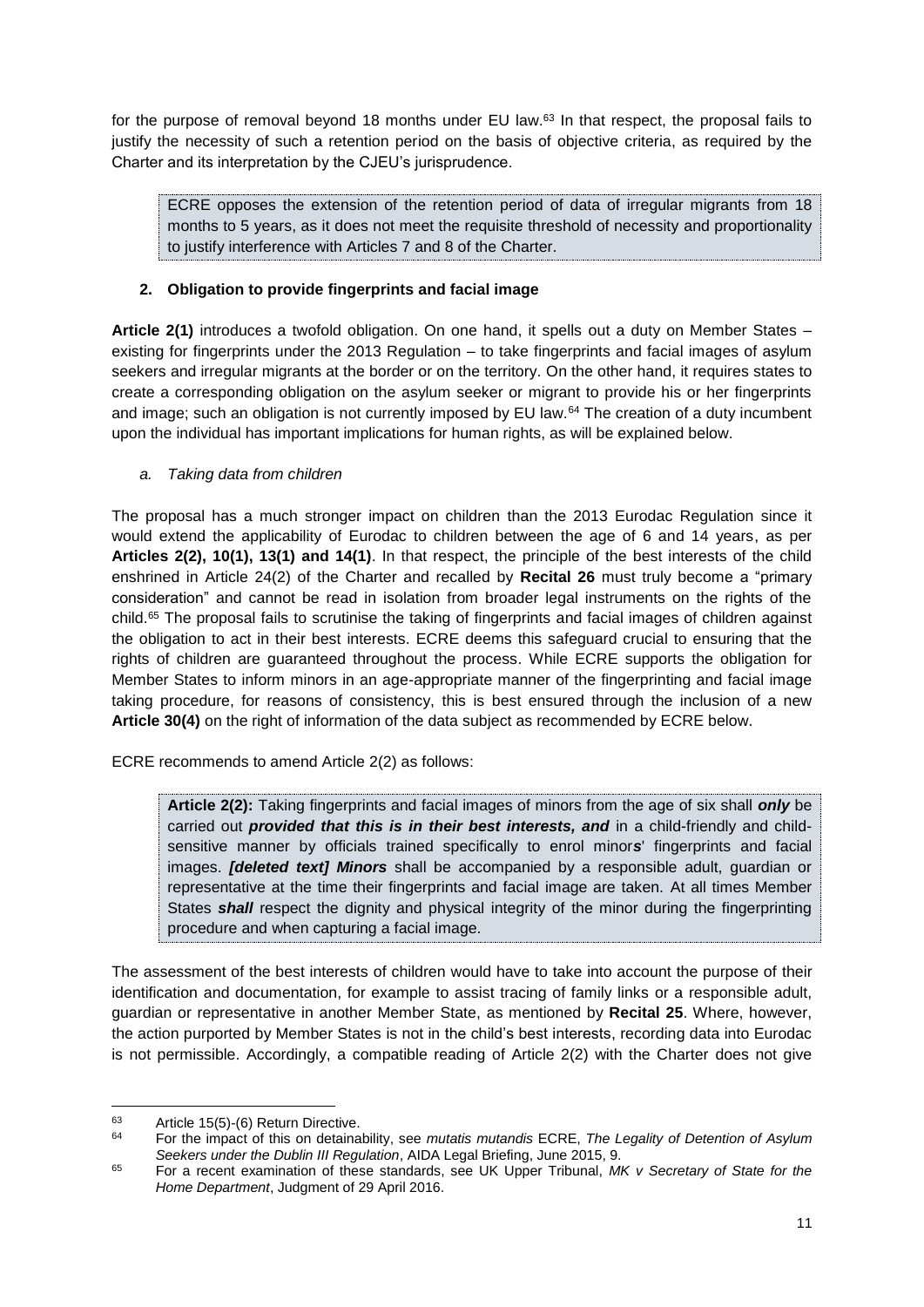for the purpose of removal beyond 18 months under EU law.[63] In that respect, the proposal fails to justify the necessity of such a retention period on the basis of objective criteria, as required by the Charter and its interpretation by the CJEU's jurisprudence.

> ECRE opposes the extension of the retention period of data of irregular migrants from 18 months to 5 years, as it does not meet the requisite threshold of necessity and proportionality to justify interference with Articles 7 and 8 of the Charter.

### 2. Obligation to provide fingerprints and facial image

**Article 2(1)** introduces a twofold obligation. On one hand, it spells out a duty on Member States – existing for fingerprints under the 2013 Regulation – to take fingerprints and facial images of asylum seekers and irregular migrants at the border or on the territory. On the other hand, it requires states to create a corresponding obligation on the asylum seeker or migrant to provide his or her fingerprints and image; such an obligation is not currently imposed by EU law.[64] The creation of a duty incumbent upon the individual has important implications for human rights, as will be explained below.

#### *a. Taking data from children*

The proposal has a much stronger impact on children than the 2013 Eurodac Regulation since it would extend the applicability of Eurodac to children between the age of 6 and 14 years, as per **Articles 2(2), 10(1), 13(1) and 14(1)**. In that respect, the principle of the best interests of the child enshrined in Article 24(2) of the Charter and recalled by **Recital 26** must truly become a "primary consideration" and cannot be read in isolation from broader legal instruments on the rights of the child.[65] The proposal fails to scrutinise the taking of fingerprints and facial images of children against the obligation to act in their best interests. ECRE deems this safeguard crucial to ensuring that the rights of children are guaranteed throughout the process. While ECRE supports the obligation for Member States to inform minors in an age-appropriate manner of the fingerprinting and facial image taking procedure, for reasons of consistency, this is best ensured through the inclusion of a new **Article 30(4)** on the right of information of the data subject as recommended by ECRE below.

ECRE recommends to amend Article 2(2) as follows:

> **Article 2(2):** Taking fingerprints and facial images of minors from the age of six shall ***only*** be carried out ***provided that this is in their best interests, and*** in a child-friendly and child-sensitive manner by officials trained specifically to enrol minor***s***' fingerprints and facial images. ***[deleted text] Minors*** shall be accompanied by a responsible adult, guardian or representative at the time their fingerprints and facial image are taken. At all times Member States ***shall*** respect the dignity and physical integrity of the minor during the fingerprinting procedure and when capturing a facial image.

The assessment of the best interests of children would have to take into account the purpose of their identification and documentation, for example to assist tracing of family links or a responsible adult, guardian or representative in another Member State, as mentioned by **Recital 25**. Where, however, the action purported by Member States is not in the child's best interests, recording data into Eurodac is not permissible. Accordingly, a compatible reading of Article 2(2) with the Charter does not give

---

[63] Article 15(5)-(6) Return Directive.

[64] For the impact of this on detainability, see *mutatis mutandis* ECRE, *The Legality of Detention of Asylum Seekers under the Dublin III Regulation*, AIDA Legal Briefing, June 2015, 9.

[65] For a recent examination of these standards, see UK Upper Tribunal, *MK v Secretary of State for the Home Department*, Judgment of 29 April 2016.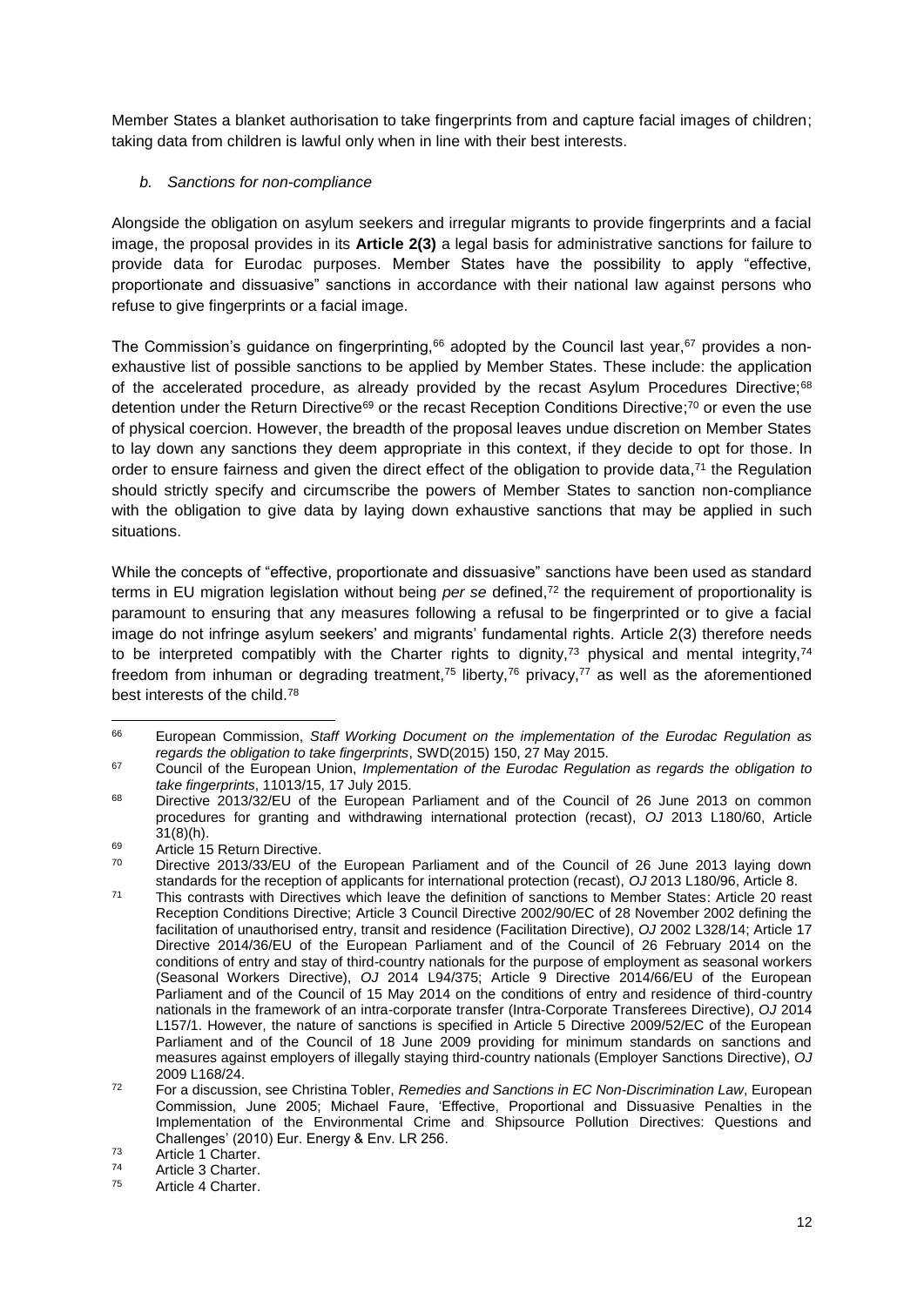Member States a blanket authorisation to take fingerprints from and capture facial images of children; taking data from children is lawful only when in line with their best interests.

*b. Sanctions for non-compliance*

Alongside the obligation on asylum seekers and irregular migrants to provide fingerprints and a facial image, the proposal provides in its **Article 2(3)** a legal basis for administrative sanctions for failure to provide data for Eurodac purposes. Member States have the possibility to apply "effective, proportionate and dissuasive" sanctions in accordance with their national law against persons who refuse to give fingerprints or a facial image.

The Commission's guidance on fingerprinting,[66] adopted by the Council last year,[67] provides a non-exhaustive list of possible sanctions to be applied by Member States. These include: the application of the accelerated procedure, as already provided by the recast Asylum Procedures Directive;[68] detention under the Return Directive[69] or the recast Reception Conditions Directive;[70] or even the use of physical coercion. However, the breadth of the proposal leaves undue discretion on Member States to lay down any sanctions they deem appropriate in this context, if they decide to opt for those. In order to ensure fairness and given the direct effect of the obligation to provide data,[71] the Regulation should strictly specify and circumscribe the powers of Member States to sanction non-compliance with the obligation to give data by laying down exhaustive sanctions that may be applied in such situations.

While the concepts of "effective, proportionate and dissuasive" sanctions have been used as standard terms in EU migration legislation without being *per se* defined,[72] the requirement of proportionality is paramount to ensuring that any measures following a refusal to be fingerprinted or to give a facial image do not infringe asylum seekers' and migrants' fundamental rights. Article 2(3) therefore needs to be interpreted compatibly with the Charter rights to dignity,[73] physical and mental integrity,[74] freedom from inhuman or degrading treatment,[75] liberty,[76] privacy,[77] as well as the aforementioned best interests of the child.[78]

---

[66] European Commission, *Staff Working Document on the implementation of the Eurodac Regulation as regards the obligation to take fingerprints*, SWD(2015) 150, 27 May 2015.

[67] Council of the European Union, *Implementation of the Eurodac Regulation as regards the obligation to take fingerprints*, 11013/15, 17 July 2015.

[68] Directive 2013/32/EU of the European Parliament and of the Council of 26 June 2013 on common procedures for granting and withdrawing international protection (recast), *OJ* 2013 L180/60, Article 31(8)(h).

[69] Article 15 Return Directive.

[70] Directive 2013/33/EU of the European Parliament and of the Council of 26 June 2013 laying down standards for the reception of applicants for international protection (recast), *OJ* 2013 L180/96, Article 8.

[71] This contrasts with Directives which leave the definition of sanctions to Member States: Article 20 reast Reception Conditions Directive; Article 3 Council Directive 2002/90/EC of 28 November 2002 defining the facilitation of unauthorised entry, transit and residence (Facilitation Directive), *OJ* 2002 L328/14; Article 17 Directive 2014/36/EU of the European Parliament and of the Council of 26 February 2014 on the conditions of entry and stay of third-country nationals for the purpose of employment as seasonal workers (Seasonal Workers Directive), *OJ* 2014 L94/375; Article 9 Directive 2014/66/EU of the European Parliament and of the Council of 15 May 2014 on the conditions of entry and residence of third-country nationals in the framework of an intra-corporate transfer (Intra-Corporate Transferees Directive), *OJ* 2014 L157/1. However, the nature of sanctions is specified in Article 5 Directive 2009/52/EC of the European Parliament and of the Council of 18 June 2009 providing for minimum standards on sanctions and measures against employers of illegally staying third-country nationals (Employer Sanctions Directive), *OJ* 2009 L168/24.

[72] For a discussion, see Christina Tobler, *Remedies and Sanctions in EC Non-Discrimination Law*, European Commission, June 2005; Michael Faure, 'Effective, Proportional and Dissuasive Penalties in the Implementation of the Environmental Crime and Shipsource Pollution Directives: Questions and Challenges' (2010) Eur. Energy & Env. LR 256.

[73] Article 1 Charter.

[74] Article 3 Charter.

[75] Article 4 Charter.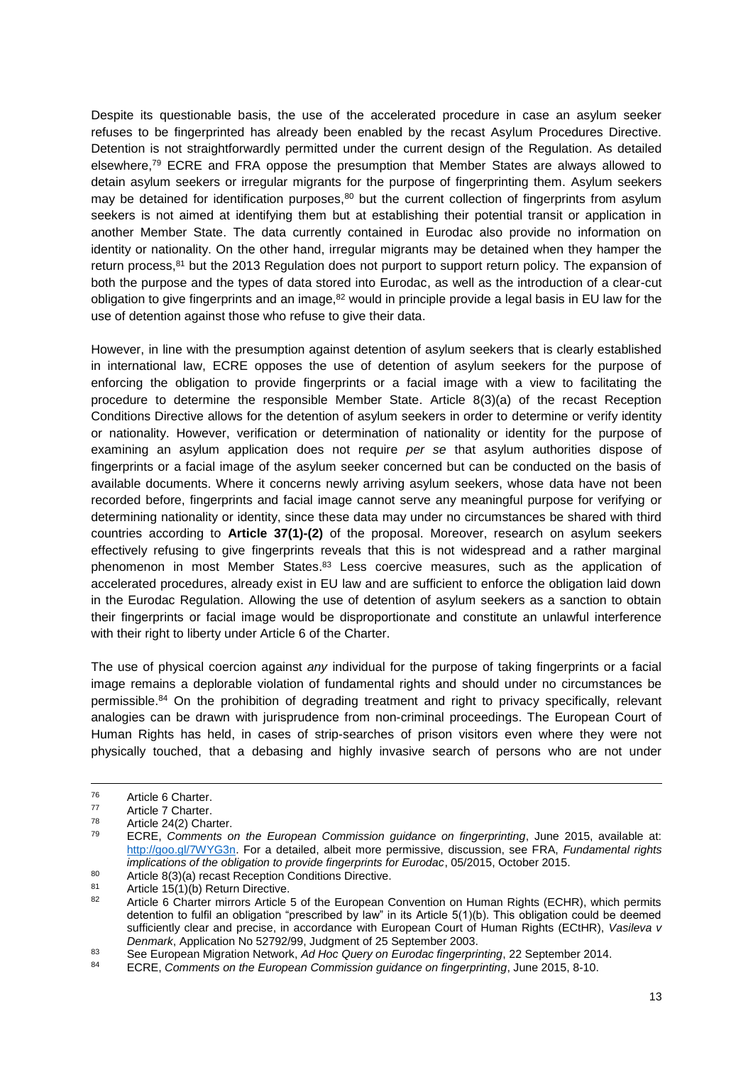Despite its questionable basis, the use of the accelerated procedure in case an asylum seeker refuses to be fingerprinted has already been enabled by the recast Asylum Procedures Directive. Detention is not straightforwardly permitted under the current design of the Regulation. As detailed elsewhere,[79] ECRE and FRA oppose the presumption that Member States are always allowed to detain asylum seekers or irregular migrants for the purpose of fingerprinting them. Asylum seekers may be detained for identification purposes,[80] but the current collection of fingerprints from asylum seekers is not aimed at identifying them but at establishing their potential transit or application in another Member State. The data currently contained in Eurodac also provide no information on identity or nationality. On the other hand, irregular migrants may be detained when they hamper the return process,[81] but the 2013 Regulation does not purport to support return policy. The expansion of both the purpose and the types of data stored into Eurodac, as well as the introduction of a clear-cut obligation to give fingerprints and an image,[82] would in principle provide a legal basis in EU law for the use of detention against those who refuse to give their data.

However, in line with the presumption against detention of asylum seekers that is clearly established in international law, ECRE opposes the use of detention of asylum seekers for the purpose of enforcing the obligation to provide fingerprints or a facial image with a view to facilitating the procedure to determine the responsible Member State. Article 8(3)(a) of the recast Reception Conditions Directive allows for the detention of asylum seekers in order to determine or verify identity or nationality. However, verification or determination of nationality or identity for the purpose of examining an asylum application does not require *per se* that asylum authorities dispose of fingerprints or a facial image of the asylum seeker concerned but can be conducted on the basis of available documents. Where it concerns newly arriving asylum seekers, whose data have not been recorded before, fingerprints and facial image cannot serve any meaningful purpose for verifying or determining nationality or identity, since these data may under no circumstances be shared with third countries according to **Article 37(1)-(2)** of the proposal. Moreover, research on asylum seekers effectively refusing to give fingerprints reveals that this is not widespread and a rather marginal phenomenon in most Member States.[83] Less coercive measures, such as the application of accelerated procedures, already exist in EU law and are sufficient to enforce the obligation laid down in the Eurodac Regulation. Allowing the use of detention of asylum seekers as a sanction to obtain their fingerprints or facial image would be disproportionate and constitute an unlawful interference with their right to liberty under Article 6 of the Charter.

The use of physical coercion against *any* individual for the purpose of taking fingerprints or a facial image remains a deplorable violation of fundamental rights and should under no circumstances be permissible.[84] On the prohibition of degrading treatment and right to privacy specifically, relevant analogies can be drawn with jurisprudence from non-criminal proceedings. The European Court of Human Rights has held, in cases of strip-searches of prison visitors even where they were not physically touched, that a debasing and highly invasive search of persons who are not under

---

[76] Article 6 Charter.

[77] Article 7 Charter.

[78] Article 24(2) Charter.

[79] ECRE, *Comments on the European Commission guidance on fingerprinting*, June 2015, available at: http://goo.gl/7WYG3n. For a detailed, albeit more permissive, discussion, see FRA, *Fundamental rights implications of the obligation to provide fingerprints for Eurodac*, 05/2015, October 2015.

[80] Article 8(3)(a) recast Reception Conditions Directive.

[81] Article 15(1)(b) Return Directive.

[82] Article 6 Charter mirrors Article 5 of the European Convention on Human Rights (ECHR), which permits detention to fulfil an obligation "prescribed by law" in its Article 5(1)(b). This obligation could be deemed sufficiently clear and precise, in accordance with European Court of Human Rights (ECtHR), *Vasileva v Denmark*, Application No 52792/99, Judgment of 25 September 2003.

[83] See European Migration Network, *Ad Hoc Query on Eurodac fingerprinting*, 22 September 2014.

[84] ECRE, *Comments on the European Commission guidance on fingerprinting*, June 2015, 8-10.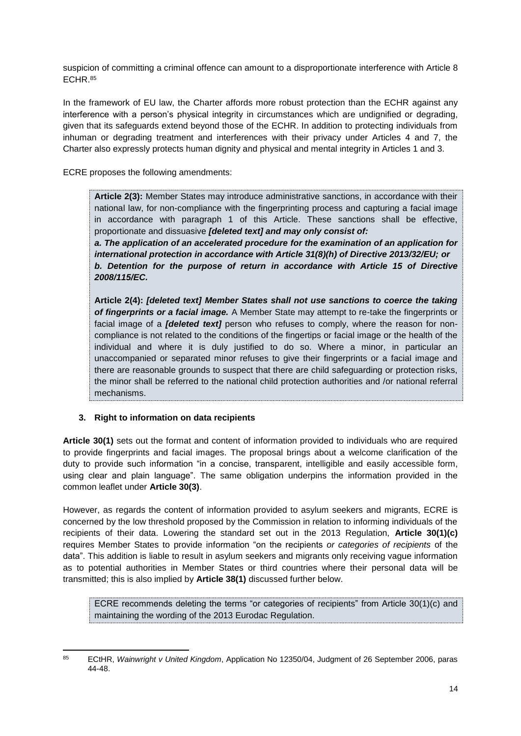suspicion of committing a criminal offence can amount to a disproportionate interference with Article 8 ECHR.[85]

In the framework of EU law, the Charter affords more robust protection than the ECHR against any interference with a person's physical integrity in circumstances which are undignified or degrading, given that its safeguards extend beyond those of the ECHR. In addition to protecting individuals from inhuman or degrading treatment and interferences with their privacy under Articles 4 and 7, the Charter also expressly protects human dignity and physical and mental integrity in Articles 1 and 3.

ECRE proposes the following amendments:

> **Article 2(3):** Member States may introduce administrative sanctions, in accordance with their national law, for non-compliance with the fingerprinting process and capturing a facial image in accordance with paragraph 1 of this Article. These sanctions shall be effective, proportionate and dissuasive ***[deleted text] and may only consist of:***
>
> ***a. The application of an accelerated procedure for the examination of an application for international protection in accordance with Article 31(8)(h) of Directive 2013/32/EU; or***
>
> ***b. Detention for the purpose of return in accordance with Article 15 of Directive 2008/115/EC.***
>
> **Article 2(4):** ***[deleted text] Member States shall not use sanctions to coerce the taking of fingerprints or a facial image.*** A Member State may attempt to re-take the fingerprints or facial image of a ***[deleted text]*** person who refuses to comply, where the reason for non-compliance is not related to the conditions of the fingertips or facial image or the health of the individual and where it is duly justified to do so. Where a minor, in particular an unaccompanied or separated minor refuses to give their fingerprints or a facial image and there are reasonable grounds to suspect that there are child safeguarding or protection risks, the minor shall be referred to the national child protection authorities and /or national referral mechanisms.

### 3. Right to information on data recipients

**Article 30(1)** sets out the format and content of information provided to individuals who are required to provide fingerprints and facial images. The proposal brings about a welcome clarification of the duty to provide such information "in a concise, transparent, intelligible and easily accessible form, using clear and plain language". The same obligation underpins the information provided in the common leaflet under **Article 30(3)**.

However, as regards the content of information provided to asylum seekers and migrants, ECRE is concerned by the low threshold proposed by the Commission in relation to informing individuals of the recipients of their data. Lowering the standard set out in the 2013 Regulation, **Article 30(1)(c)** requires Member States to provide information "on the recipients *or categories of recipients* of the data". This addition is liable to result in asylum seekers and migrants only receiving vague information as to potential authorities in Member States or third countries where their personal data will be transmitted; this is also implied by **Article 38(1)** discussed further below.

> ECRE recommends deleting the terms "or categories of recipients" from Article 30(1)(c) and maintaining the wording of the 2013 Eurodac Regulation.

---

[85] ECtHR, *Wainwright v United Kingdom*, Application No 12350/04, Judgment of 26 September 2006, paras 44-48.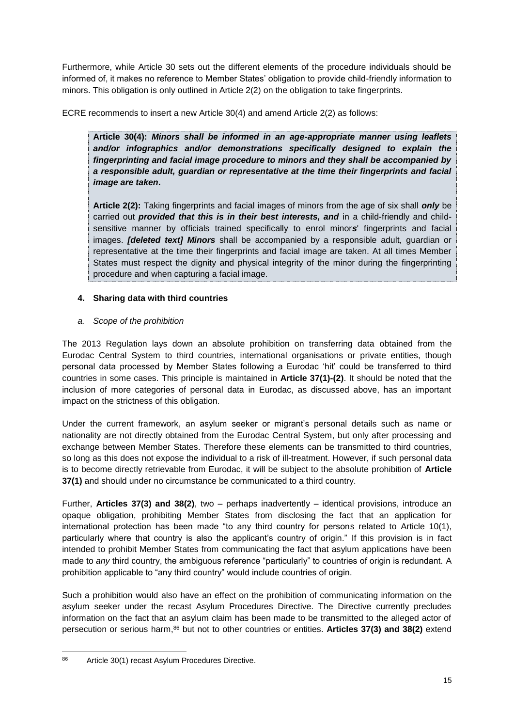Furthermore, while Article 30 sets out the different elements of the procedure individuals should be informed of, it makes no reference to Member States' obligation to provide child-friendly information to minors. This obligation is only outlined in Article 2(2) on the obligation to take fingerprints.

ECRE recommends to insert a new Article 30(4) and amend Article 2(2) as follows:

> **Article 30(4):** ***Minors shall be informed in an age-appropriate manner using leaflets and/or infographics and/or demonstrations specifically designed to explain the fingerprinting and facial image procedure to minors and they shall be accompanied by a responsible adult, guardian or representative at the time their fingerprints and facial image are taken*.**
>
> **Article 2(2):** Taking fingerprints and facial images of minors from the age of six shall ***only*** be carried out ***provided that this is in their best interests, and*** in a child-friendly and child-sensitive manner by officials trained specifically to enrol minor***s***' fingerprints and facial images. ***[deleted text] Minors*** shall be accompanied by a responsible adult, guardian or representative at the time their fingerprints and facial image are taken. At all times Member States must respect the dignity and physical integrity of the minor during the fingerprinting procedure and when capturing a facial image.

### 4. Sharing data with third countries

#### *a. Scope of the prohibition*

The 2013 Regulation lays down an absolute prohibition on transferring data obtained from the Eurodac Central System to third countries, international organisations or private entities, though personal data processed by Member States following a Eurodac 'hit' could be transferred to third countries in some cases. This principle is maintained in **Article 37(1)-(2)**. It should be noted that the inclusion of more categories of personal data in Eurodac, as discussed above, has an important impact on the strictness of this obligation.

Under the current framework, an asylum seeker or migrant's personal details such as name or nationality are not directly obtained from the Eurodac Central System, but only after processing and exchange between Member States. Therefore these elements can be transmitted to third countries, so long as this does not expose the individual to a risk of ill-treatment. However, if such personal data is to become directly retrievable from Eurodac, it will be subject to the absolute prohibition of **Article 37(1)** and should under no circumstance be communicated to a third country.

Further, **Articles 37(3) and 38(2)**, two – perhaps inadvertently – identical provisions, introduce an opaque obligation, prohibiting Member States from disclosing the fact that an application for international protection has been made "to any third country for persons related to Article 10(1), particularly where that country is also the applicant's country of origin." If this provision is in fact intended to prohibit Member States from communicating the fact that asylum applications have been made to *any* third country, the ambiguous reference "particularly" to countries of origin is redundant. A prohibition applicable to "any third country" would include countries of origin.

Such a prohibition would also have an effect on the prohibition of communicating information on the asylum seeker under the recast Asylum Procedures Directive. The Directive currently precludes information on the fact that an asylum claim has been made to be transmitted to the alleged actor of persecution or serious harm,[86] but not to other countries or entities. **Articles 37(3) and 38(2)** extend

[86] Article 30(1) recast Asylum Procedures Directive.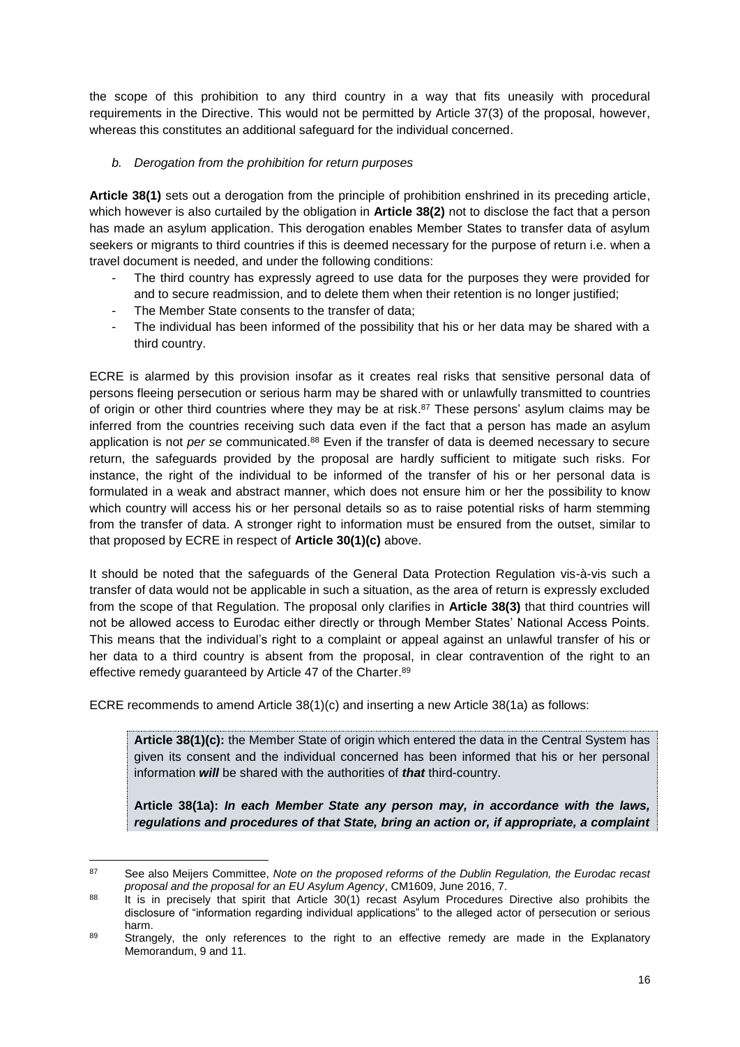the scope of this prohibition to any third country in a way that fits uneasily with procedural requirements in the Directive. This would not be permitted by Article 37(3) of the proposal, however, whereas this constitutes an additional safeguard for the individual concerned.

*b. Derogation from the prohibition for return purposes*

**Article 38(1)** sets out a derogation from the principle of prohibition enshrined in its preceding article, which however is also curtailed by the obligation in **Article 38(2)** not to disclose the fact that a person has made an asylum application. This derogation enables Member States to transfer data of asylum seekers or migrants to third countries if this is deemed necessary for the purpose of return i.e. when a travel document is needed, and under the following conditions:

- The third country has expressly agreed to use data for the purposes they were provided for and to secure readmission, and to delete them when their retention is no longer justified;
- The Member State consents to the transfer of data;
- The individual has been informed of the possibility that his or her data may be shared with a third country.

ECRE is alarmed by this provision insofar as it creates real risks that sensitive personal data of persons fleeing persecution or serious harm may be shared with or unlawfully transmitted to countries of origin or other third countries where they may be at risk.[87] These persons' asylum claims may be inferred from the countries receiving such data even if the fact that a person has made an asylum application is not *per se* communicated.[88] Even if the transfer of data is deemed necessary to secure return, the safeguards provided by the proposal are hardly sufficient to mitigate such risks. For instance, the right of the individual to be informed of the transfer of his or her personal data is formulated in a weak and abstract manner, which does not ensure him or her the possibility to know which country will access his or her personal details so as to raise potential risks of harm stemming from the transfer of data. A stronger right to information must be ensured from the outset, similar to that proposed by ECRE in respect of **Article 30(1)(c)** above.

It should be noted that the safeguards of the General Data Protection Regulation vis-à-vis such a transfer of data would not be applicable in such a situation, as the area of return is expressly excluded from the scope of that Regulation. The proposal only clarifies in **Article 38(3)** that third countries will not be allowed access to Eurodac either directly or through Member States' National Access Points. This means that the individual's right to a complaint or appeal against an unlawful transfer of his or her data to a third country is absent from the proposal, in clear contravention of the right to an effective remedy guaranteed by Article 47 of the Charter.[89]

ECRE recommends to amend Article 38(1)(c) and inserting a new Article 38(1a) as follows:

> **Article 38(1)(c):** the Member State of origin which entered the data in the Central System has given its consent and the individual concerned has been informed that his or her personal information ***will*** be shared with the authorities of ***that*** third-country.
>
> **Article 38(1a):** ***In each Member State any person may, in accordance with the laws, regulations and procedures of that State, bring an action or, if appropriate, a complaint***

[87] See also Meijers Committee, *Note on the proposed reforms of the Dublin Regulation, the Eurodac recast proposal and the proposal for an EU Asylum Agency*, CM1609, June 2016, 7.

[88] It is in precisely that spirit that Article 30(1) recast Asylum Procedures Directive also prohibits the disclosure of "information regarding individual applications" to the alleged actor of persecution or serious harm.

[89] Strangely, the only references to the right to an effective remedy are made in the Explanatory Memorandum, 9 and 11.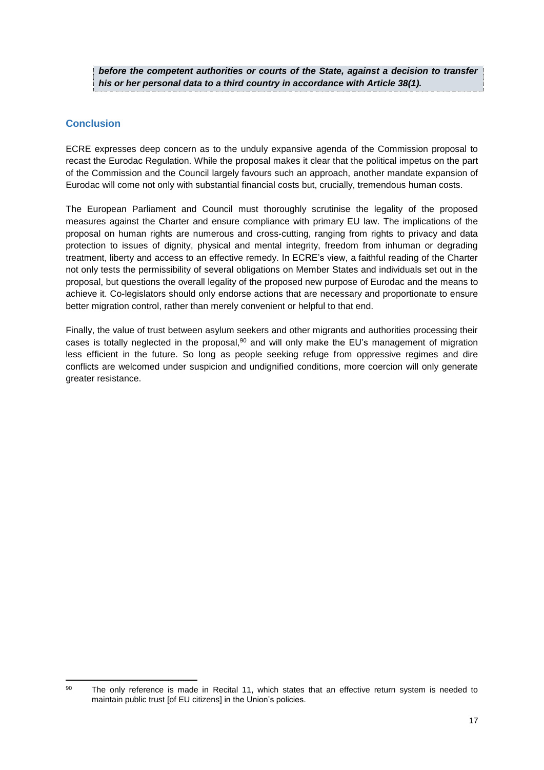***before the competent authorities or courts of the State, against a decision to transfer his or her personal data to a third country in accordance with Article 38(1).***

## Conclusion

ECRE expresses deep concern as to the unduly expansive agenda of the Commission proposal to recast the Eurodac Regulation. While the proposal makes it clear that the political impetus on the part of the Commission and the Council largely favours such an approach, another mandate expansion of Eurodac will come not only with substantial financial costs but, crucially, tremendous human costs.

The European Parliament and Council must thoroughly scrutinise the legality of the proposed measures against the Charter and ensure compliance with primary EU law. The implications of the proposal on human rights are numerous and cross-cutting, ranging from rights to privacy and data protection to issues of dignity, physical and mental integrity, freedom from inhuman or degrading treatment, liberty and access to an effective remedy. In ECRE's view, a faithful reading of the Charter not only tests the permissibility of several obligations on Member States and individuals set out in the proposal, but questions the overall legality of the proposed new purpose of Eurodac and the means to achieve it. Co-legislators should only endorse actions that are necessary and proportionate to ensure better migration control, rather than merely convenient or helpful to that end.

Finally, the value of trust between asylum seekers and other migrants and authorities processing their cases is totally neglected in the proposal,[90] and will only make the EU's management of migration less efficient in the future. So long as people seeking refuge from oppressive regimes and dire conflicts are welcomed under suspicion and undignified conditions, more coercion will only generate greater resistance.

---

[90] The only reference is made in Recital 11, which states that an effective return system is needed to maintain public trust [of EU citizens] in the Union's policies.